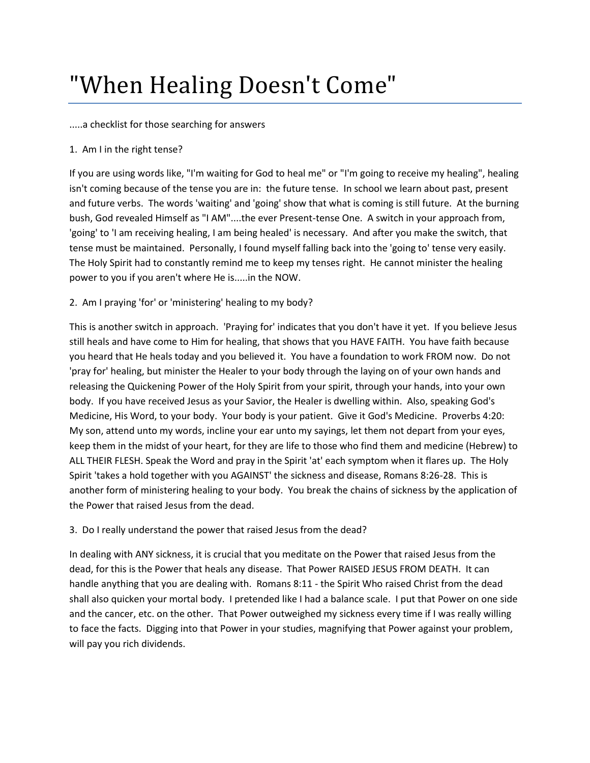# "When Healing Doesn't Come"

.....a checklist for those searching for answers

1. Am I in the right tense?

If you are using words like, "I'm waiting for God to heal me" or "I'm going to receive my healing", healing isn't coming because of the tense you are in: the future tense. In school we learn about past, present and future verbs. The words 'waiting' and 'going' show that what is coming is still future. At the burning bush, God revealed Himself as "I AM"....the ever Present-tense One. A switch in your approach from, 'going' to 'I am receiving healing, I am being healed' is necessary. And after you make the switch, that tense must be maintained. Personally, I found myself falling back into the 'going to' tense very easily. The Holy Spirit had to constantly remind me to keep my tenses right. He cannot minister the healing power to you if you aren't where He is.....in the NOW.

2. Am I praying 'for' or 'ministering' healing to my body?

This is another switch in approach. 'Praying for' indicates that you don't have it yet. If you believe Jesus still heals and have come to Him for healing, that shows that you HAVE FAITH. You have faith because you heard that He heals today and you believed it. You have a foundation to work FROM now. Do not 'pray for' healing, but minister the Healer to your body through the laying on of your own hands and releasing the Quickening Power of the Holy Spirit from your spirit, through your hands, into your own body. If you have received Jesus as your Savior, the Healer is dwelling within. Also, speaking God's Medicine, His Word, to your body. Your body is your patient. Give it God's Medicine. Proverbs 4:20: My son, attend unto my words, incline your ear unto my sayings, let them not depart from your eyes, keep them in the midst of your heart, for they are life to those who find them and medicine (Hebrew) to ALL THEIR FLESH. Speak the Word and pray in the Spirit 'at' each symptom when it flares up. The Holy Spirit 'takes a hold together with you AGAINST' the sickness and disease, Romans 8:26-28. This is another form of ministering healing to your body. You break the chains of sickness by the application of the Power that raised Jesus from the dead.

3. Do I really understand the power that raised Jesus from the dead?

In dealing with ANY sickness, it is crucial that you meditate on the Power that raised Jesus from the dead, for this is the Power that heals any disease. That Power RAISED JESUS FROM DEATH. It can handle anything that you are dealing with. Romans 8:11 - the Spirit Who raised Christ from the dead shall also quicken your mortal body. I pretended like I had a balance scale. I put that Power on one side and the cancer, etc. on the other. That Power outweighed my sickness every time if I was really willing to face the facts. Digging into that Power in your studies, magnifying that Power against your problem, will pay you rich dividends.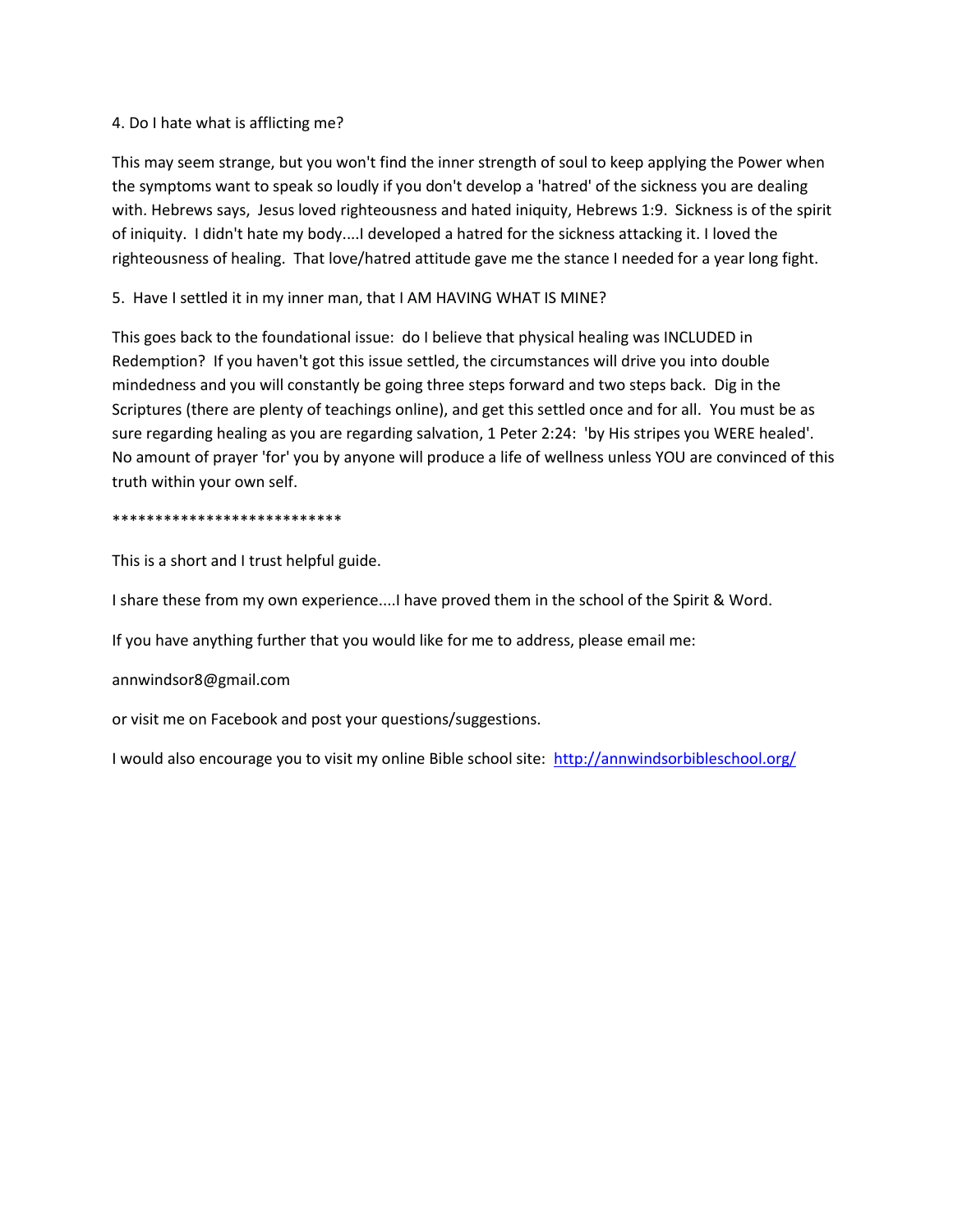4. Do I hate what is afflicting me?

This may seem strange, but you won't find the inner strength of soul to keep applying the Power when the symptoms want to speak so loudly if you don't develop a 'hatred' of the sickness you are dealing with. Hebrews says, Jesus loved righteousness and hated iniquity, Hebrews 1:9. Sickness is of the spirit of iniquity. I didn't hate my body....I developed a hatred for the sickness attacking it. I loved the righteousness of healing. That love/hatred attitude gave me the stance I needed for a year long fight.

5. Have I settled it in my inner man, that I AM HAVING WHAT IS MINE?

This goes back to the foundational issue: do I believe that physical healing was INCLUDED in Redemption? If you haven't got this issue settled, the circumstances will drive you into double mindedness and you will constantly be going three steps forward and two steps back. Dig in the Scriptures (there are plenty of teachings online), and get this settled once and for all. You must be as sure regarding healing as you are regarding salvation, 1 Peter 2:24: 'by His stripes you WERE healed'. No amount of prayer 'for' you by anyone will produce a life of wellness unless YOU are convinced of this truth within your own self.

***************************

This is a short and I trust helpful guide.

I share these from my own experience....I have proved them in the school of the Spirit & Word.

If you have anything further that you would like for me to address, please email me:

annwindsor8@gmail.com

or visit me on Facebook and post your questions/suggestions.

I would also encourage you to visit my online Bible school site: http://annwindsorbibleschool.org/